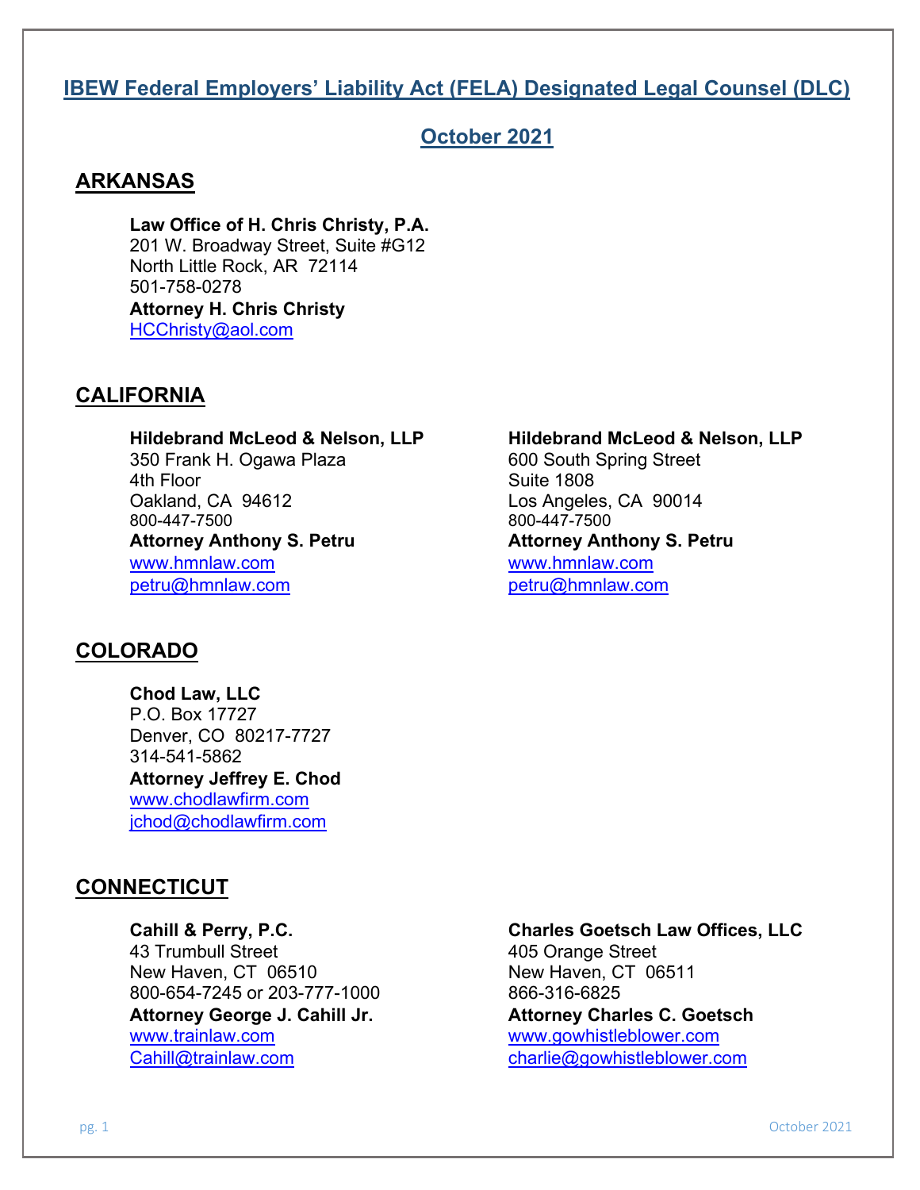# IBEW Federal Employers' Liability Act (FELA) Designated Legal Counsel (DLC)

## October 2021

## ARKANSAS

**Law Office of H. Chris Christy, P.A.**
201 W. Broadway Street, Suite #G12
North Little Rock, AR 72114
501-758-0278
**Attorney H. Chris Christy**
HCChristy@aol.com

## CALIFORNIA

**Hildebrand McLeod & Nelson, LLP**
350 Frank H. Ogawa Plaza
4th Floor
Oakland, CA 94612
800-447-7500
**Attorney Anthony S. Petru**
www.hmnlaw.com
petru@hmnlaw.com

**Hildebrand McLeod & Nelson, LLP**
600 South Spring Street
Suite 1808
Los Angeles, CA 90014
800-447-7500
**Attorney Anthony S. Petru**
www.hmnlaw.com
petru@hmnlaw.com

## COLORADO

**Chod Law, LLC**
P.O. Box 17727
Denver, CO 80217-7727
314-541-5862
**Attorney Jeffrey E. Chod**
www.chodlawfirm.com
jchod@chodlawfirm.com

## CONNECTICUT

**Cahill & Perry, P.C.**
43 Trumbull Street
New Haven, CT 06510
800-654-7245 or 203-777-1000
**Attorney George J. Cahill Jr.**
www.trainlaw.com
Cahill@trainlaw.com

**Charles Goetsch Law Offices, LLC**
405 Orange Street
New Haven, CT 06511
866-316-6825
**Attorney Charles C. Goetsch**
www.gowhistleblower.com
charlie@gowhistleblower.com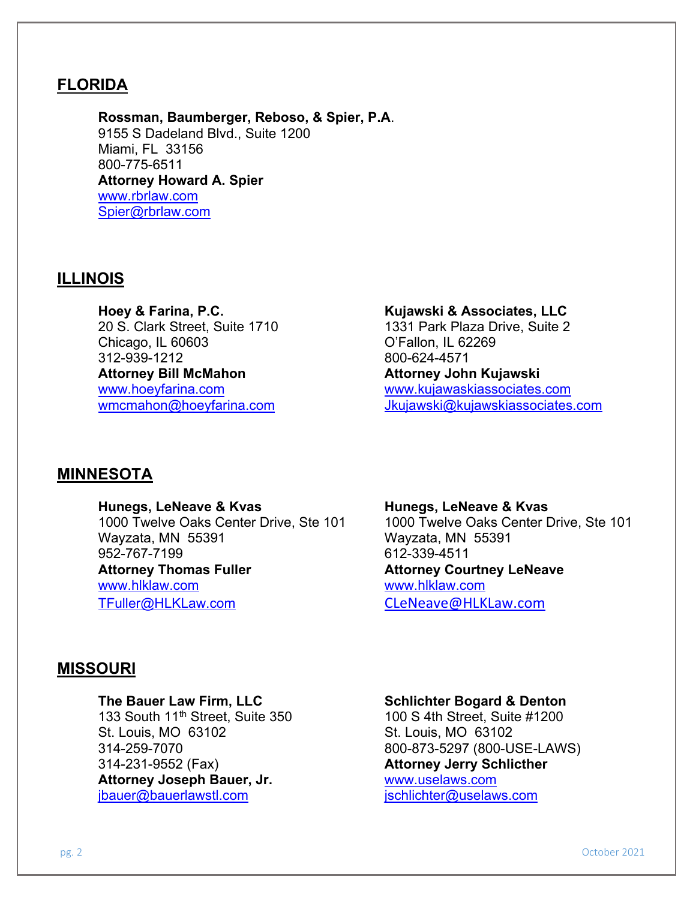## FLORIDA

**Rossman, Baumberger, Reboso, & Spier, P.A**.
9155 S Dadeland Blvd., Suite 1200
Miami, FL 33156
800-775-6511
**Attorney Howard A. Spier**
www.rbrlaw.com
Spier@rbrlaw.com

## ILLINOIS

**Hoey & Farina, P.C.**
20 S. Clark Street, Suite 1710
Chicago, IL 60603
312-939-1212
**Attorney Bill McMahon**
www.hoeyfarina.com
wmcmahon@hoeyfarina.com

**Kujawski & Associates, LLC**
1331 Park Plaza Drive, Suite 2
O'Fallon, IL 62269
800-624-4571
**Attorney John Kujawski**
www.kujawaskiassociates.com
Jkujawski@kujawskiassociates.com

## MINNESOTA

**Hunegs, LeNeave & Kvas**
1000 Twelve Oaks Center Drive, Ste 101
Wayzata, MN 55391
952-767-7199
**Attorney Thomas Fuller**
www.hlklaw.com
TFuller@HLKLaw.com

**Hunegs, LeNeave & Kvas**
1000 Twelve Oaks Center Drive, Ste 101
Wayzata, MN 55391
612-339-4511
**Attorney Courtney LeNeave**
www.hlklaw.com
CLeNeave@HLKLaw.com

## MISSOURI

**The Bauer Law Firm, LLC**
133 South 11th Street, Suite 350
St. Louis, MO 63102
314-259-7070
314-231-9552 (Fax)
**Attorney Joseph Bauer, Jr.**
jbauer@bauerlawstl.com

**Schlichter Bogard & Denton**
100 S 4th Street, Suite #1200
St. Louis, MO 63102
800-873-5297 (800-USE-LAWS)
**Attorney Jerry Schlicther**
www.uselaws.com
jschlichter@uselaws.com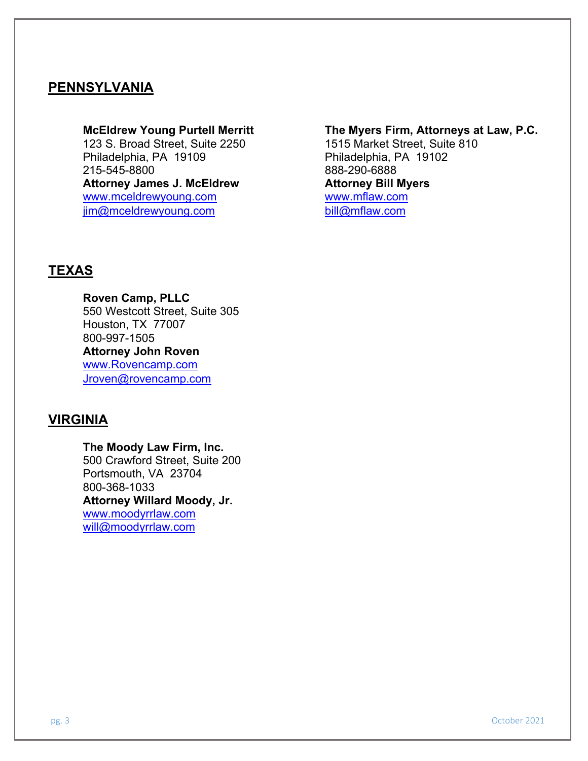## PENNSYLVANIA

**McEldrew Young Purtell Merritt**
123 S. Broad Street, Suite 2250
Philadelphia, PA 19109
215-545-8800
**Attorney James J. McEldrew**
www.mceldrewyoung.com
jim@mceldrewyoung.com

**The Myers Firm, Attorneys at Law, P.C.**
1515 Market Street, Suite 810
Philadelphia, PA 19102
888-290-6888
**Attorney Bill Myers**
www.mflaw.com
bill@mflaw.com

## TEXAS

**Roven Camp, PLLC**
550 Westcott Street, Suite 305
Houston, TX 77007
800-997-1505
**Attorney John Roven**
www.Rovencamp.com
Jroven@rovencamp.com

## VIRGINIA

**The Moody Law Firm, Inc.**
500 Crawford Street, Suite 200
Portsmouth, VA 23704
800-368-1033
**Attorney Willard Moody, Jr.**
www.moodyrrlaw.com
will@moodyrrlaw.com